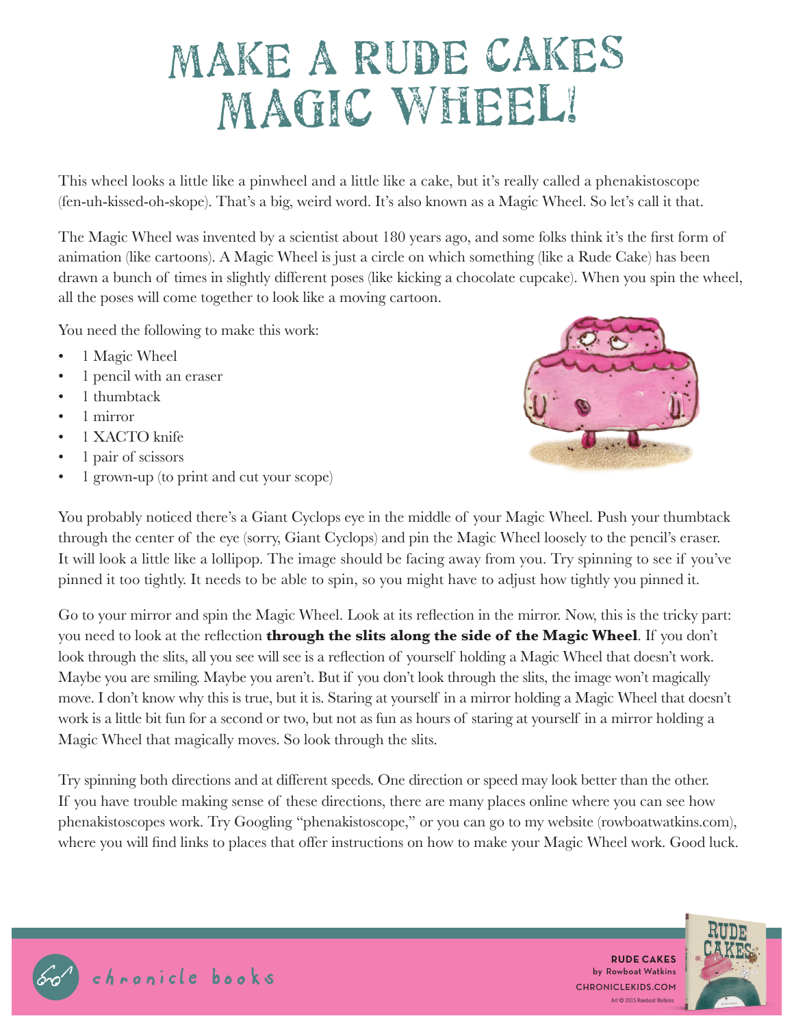# MAKE A RUDE CAKES MAGIC WHEEL!

This wheel looks a little like a pinwheel and a little like a cake, but it's really called a phenakistoscope (fen-uh-kissed-oh-skope). That's a big, weird word. It's also known as a Magic Wheel. So let's call it that.

The Magic Wheel was invented by a scientist about 180 years ago, and some folks think it's the first form of animation (like cartoons). A Magic Wheel is just a circle on which something (like a Rude Cake) has been drawn a bunch of times in slightly different poses (like kicking a chocolate cupcake). When you spin the wheel, all the poses will come together to look like a moving cartoon.

You need the following to make this work:

- 1 Magic Wheel
- 1 pencil with an eraser
- 1 thumbtack
- 1 mirror
- 1 XACTO knife
- 1 pair of scissors
- 1 grown-up (to print and cut your scope)

You probably noticed there's a Giant Cyclops eye in the middle of your Magic Wheel. Push your thumbtack through the center of the eye (sorry, Giant Cyclops) and pin the Magic Wheel loosely to the pencil's eraser. It will look a little like a lollipop. The image should be facing away from you. Try spinning to see if you've pinned it too tightly. It needs to be able to spin, so you might have to adjust how tightly you pinned it.

Go to your mirror and spin the Magic Wheel. Look at its reflection in the mirror. Now, this is the tricky part: you need to look at the reflection **through the slits along the side of the Magic Wheel**. If you don't look through the slits, all you see will see is a reflection of yourself holding a Magic Wheel that doesn't work. Maybe you are smiling. Maybe you aren't. But if you don't look through the slits, the image won't magically move. I don't know why this is true, but it is. Staring at yourself in a mirror holding a Magic Wheel that doesn't work is a little bit fun for a second or two, but not as fun as hours of staring at yourself in a mirror holding a Magic Wheel that magically moves. So look through the slits.

Try spinning both directions and at different speeds. One direction or speed may look better than the other. If you have trouble making sense of these directions, there are many places online where you can see how phenakistoscopes work. Try Googling "phenakistoscope," or you can go to my website (rowboatwatkins.com), where you will find links to places that offer instructions on how to make your Magic Wheel work. Good luck.

chronicle books

**RUDE CAKES**
by Rowboat Watkins
CHRONICLEKIDS.COM
Art © 2015 Rowboat Watkins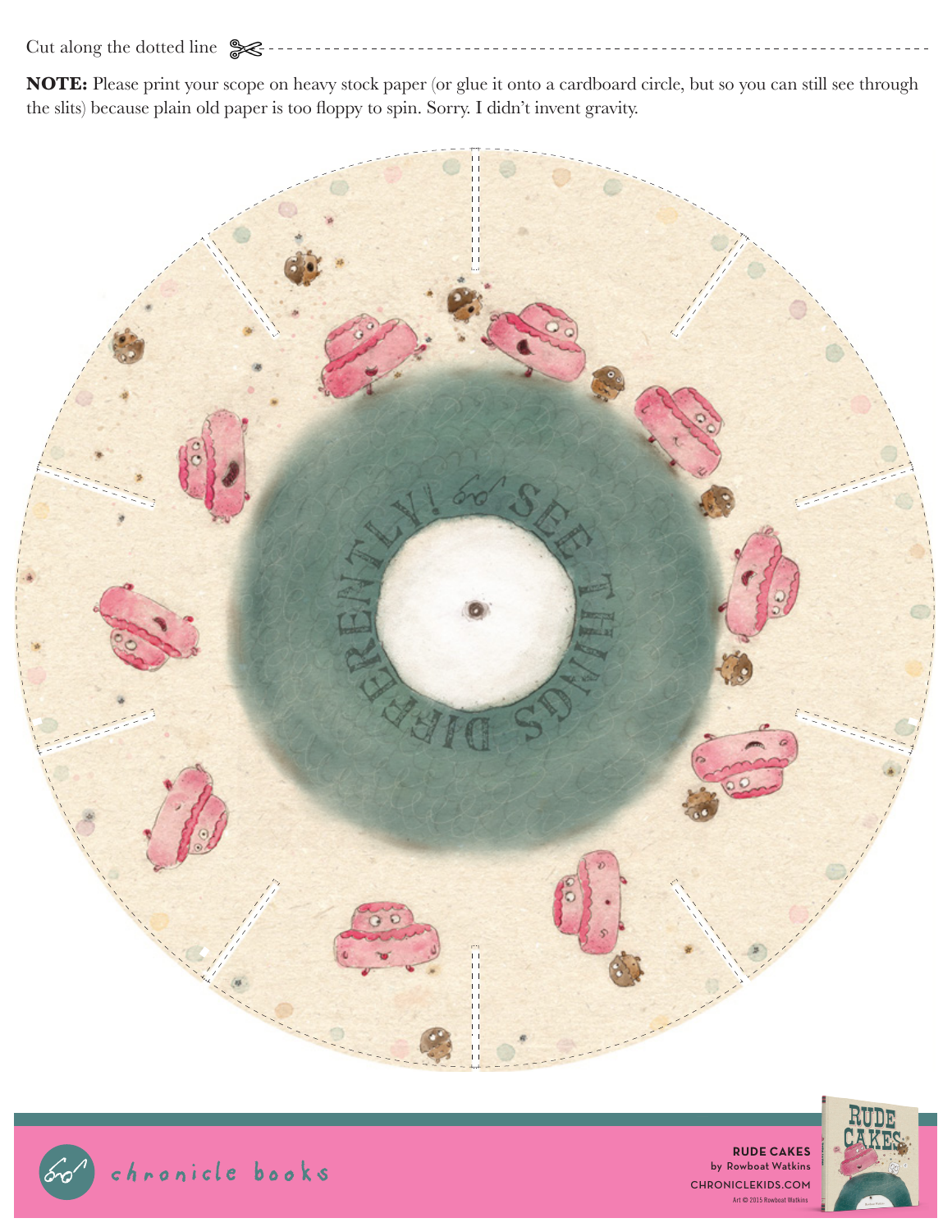Cut along the dotted line ✂

**NOTE:** Please print your scope on heavy stock paper (or glue it onto a cardboard circle, but so you can still see through the slits) because plain old paper is too floppy to spin. Sorry. I didn't invent gravity.

SEE THINGS DIFFERENTLY!

chronicle books

**RUDE CAKES**
by Rowboat Watkins
CHRONICLEKIDS.COM
Art © 2015 Rowboat Watkins